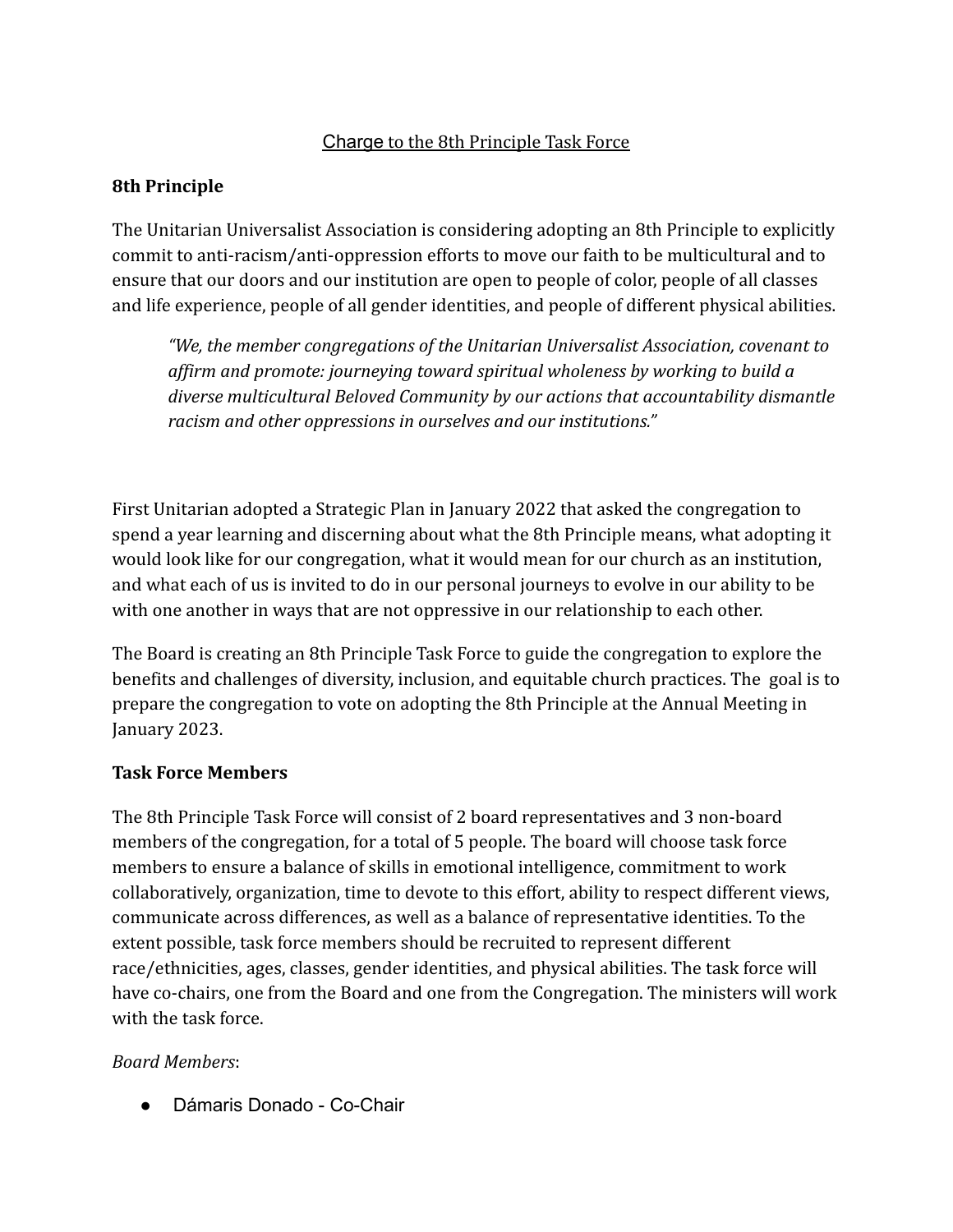# Charge to the 8th Principle Task Force

## 8th Principle

The Unitarian Universalist Association is considering adopting an 8th Principle to explicitly commit to anti-racism/anti-oppression efforts to move our faith to be multicultural and to ensure that our doors and our institution are open to people of color, people of all classes and life experience, people of all gender identities, and people of different physical abilities.

> *"We, the member congregations of the Unitarian Universalist Association, covenant to affirm and promote: journeying toward spiritual wholeness by working to build a diverse multicultural Beloved Community by our actions that accountability dismantle racism and other oppressions in ourselves and our institutions."*

First Unitarian adopted a Strategic Plan in January 2022 that asked the congregation to spend a year learning and discerning about what the 8th Principle means, what adopting it would look like for our congregation, what it would mean for our church as an institution, and what each of us is invited to do in our personal journeys to evolve in our ability to be with one another in ways that are not oppressive in our relationship to each other.

The Board is creating an 8th Principle Task Force to guide the congregation to explore the benefits and challenges of diversity, inclusion, and equitable church practices. The goal is to prepare the congregation to vote on adopting the 8th Principle at the Annual Meeting in January 2023.

## Task Force Members

The 8th Principle Task Force will consist of 2 board representatives and 3 non-board members of the congregation, for a total of 5 people. The board will choose task force members to ensure a balance of skills in emotional intelligence, commitment to work collaboratively, organization, time to devote to this effort, ability to respect different views, communicate across differences, as well as a balance of representative identities. To the extent possible, task force members should be recruited to represent different race/ethnicities, ages, classes, gender identities, and physical abilities. The task force will have co-chairs, one from the Board and one from the Congregation. The ministers will work with the task force.

*Board Members*:

- Dámaris Donado - Co-Chair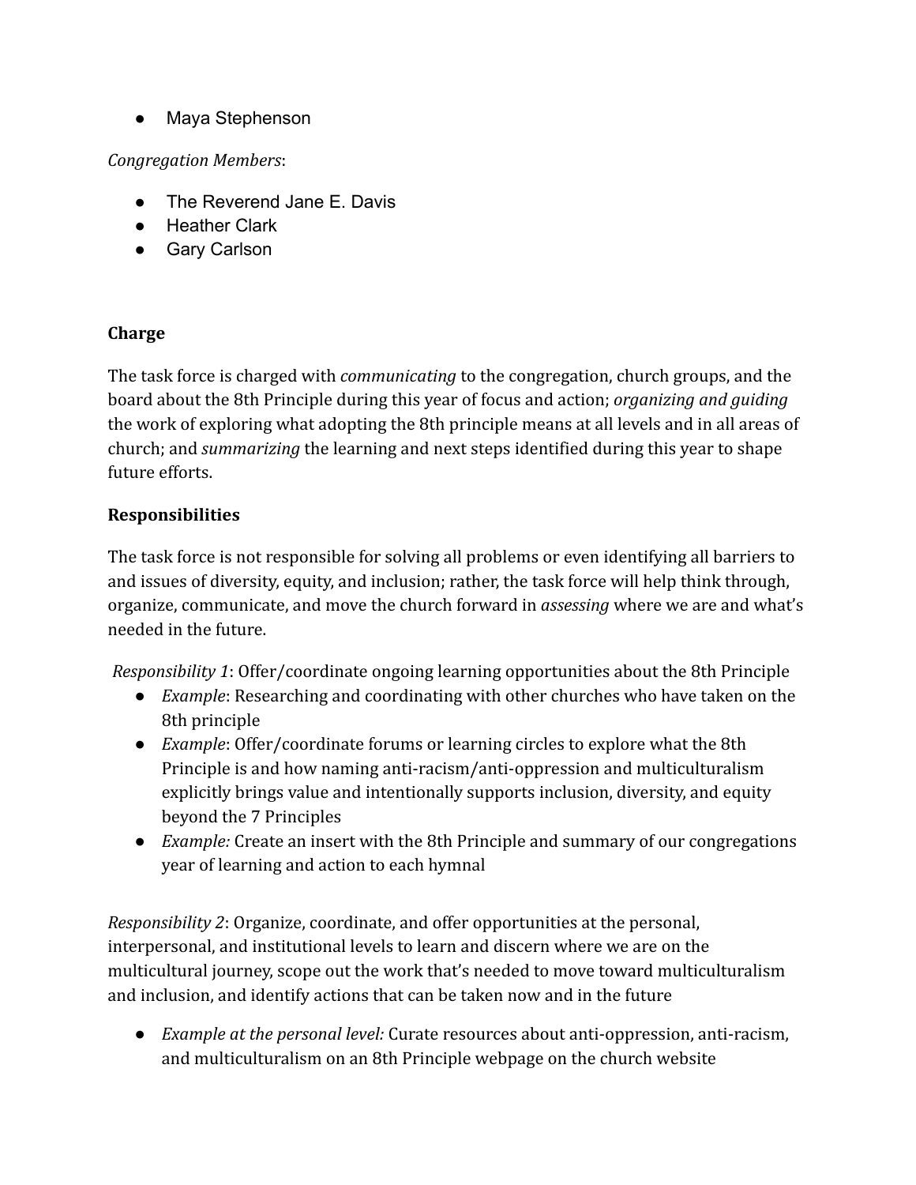- Maya Stephenson

*Congregation Members*:

- The Reverend Jane E. Davis
- Heather Clark
- Gary Carlson

**Charge**

The task force is charged with *communicating* to the congregation, church groups, and the board about the 8th Principle during this year of focus and action; *organizing and guiding* the work of exploring what adopting the 8th principle means at all levels and in all areas of church; and *summarizing* the learning and next steps identified during this year to shape future efforts.

**Responsibilities**

The task force is not responsible for solving all problems or even identifying all barriers to and issues of diversity, equity, and inclusion; rather, the task force will help think through, organize, communicate, and move the church forward in *assessing* where we are and what's needed in the future.

*Responsibility 1*: Offer/coordinate ongoing learning opportunities about the 8th Principle

- *Example*: Researching and coordinating with other churches who have taken on the 8th principle
- *Example*: Offer/coordinate forums or learning circles to explore what the 8th Principle is and how naming anti-racism/anti-oppression and multiculturalism explicitly brings value and intentionally supports inclusion, diversity, and equity beyond the 7 Principles
- *Example:* Create an insert with the 8th Principle and summary of our congregations year of learning and action to each hymnal

*Responsibility 2*: Organize, coordinate, and offer opportunities at the personal, interpersonal, and institutional levels to learn and discern where we are on the multicultural journey, scope out the work that's needed to move toward multiculturalism and inclusion, and identify actions that can be taken now and in the future

- *Example at the personal level:* Curate resources about anti-oppression, anti-racism, and multiculturalism on an 8th Principle webpage on the church website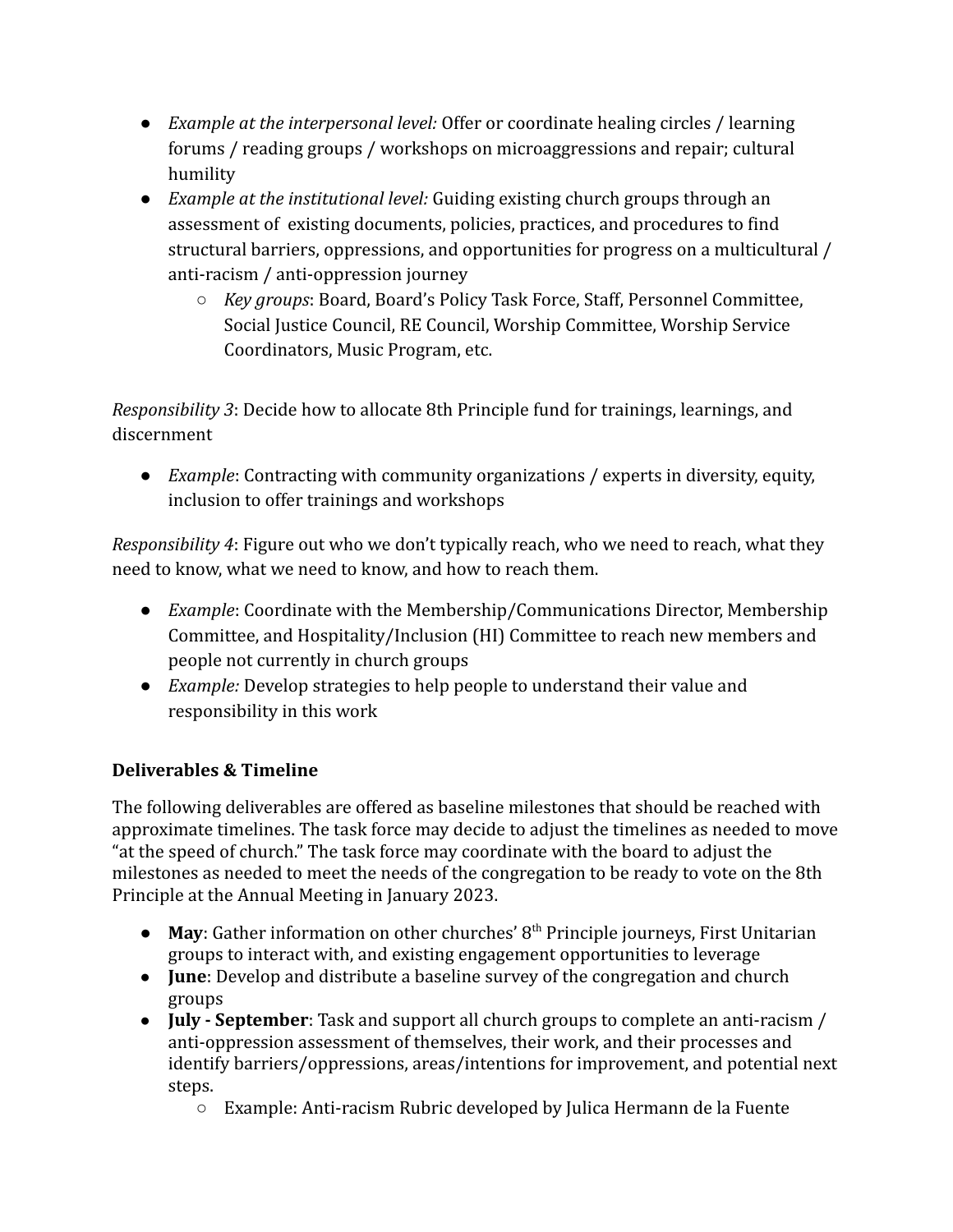- *Example at the interpersonal level:* Offer or coordinate healing circles / learning forums / reading groups / workshops on microaggressions and repair; cultural humility
- *Example at the institutional level:* Guiding existing church groups through an assessment of existing documents, policies, practices, and procedures to find structural barriers, oppressions, and opportunities for progress on a multicultural / anti-racism / anti-oppression journey
  - *Key groups*: Board, Board's Policy Task Force, Staff, Personnel Committee, Social Justice Council, RE Council, Worship Committee, Worship Service Coordinators, Music Program, etc.

*Responsibility 3*: Decide how to allocate 8th Principle fund for trainings, learnings, and discernment

- *Example*: Contracting with community organizations / experts in diversity, equity, inclusion to offer trainings and workshops

*Responsibility 4*: Figure out who we don't typically reach, who we need to reach, what they need to know, what we need to know, and how to reach them.

- *Example*: Coordinate with the Membership/Communications Director, Membership Committee, and Hospitality/Inclusion (HI) Committee to reach new members and people not currently in church groups
- *Example:* Develop strategies to help people to understand their value and responsibility in this work

**Deliverables & Timeline**

The following deliverables are offered as baseline milestones that should be reached with approximate timelines. The task force may decide to adjust the timelines as needed to move "at the speed of church." The task force may coordinate with the board to adjust the milestones as needed to meet the needs of the congregation to be ready to vote on the 8th Principle at the Annual Meeting in January 2023.

- **May**: Gather information on other churches' 8th Principle journeys, First Unitarian groups to interact with, and existing engagement opportunities to leverage
- **June**: Develop and distribute a baseline survey of the congregation and church groups
- **July - September**: Task and support all church groups to complete an anti-racism / anti-oppression assessment of themselves, their work, and their processes and identify barriers/oppressions, areas/intentions for improvement, and potential next steps.
  - Example: Anti-racism Rubric developed by Julica Hermann de la Fuente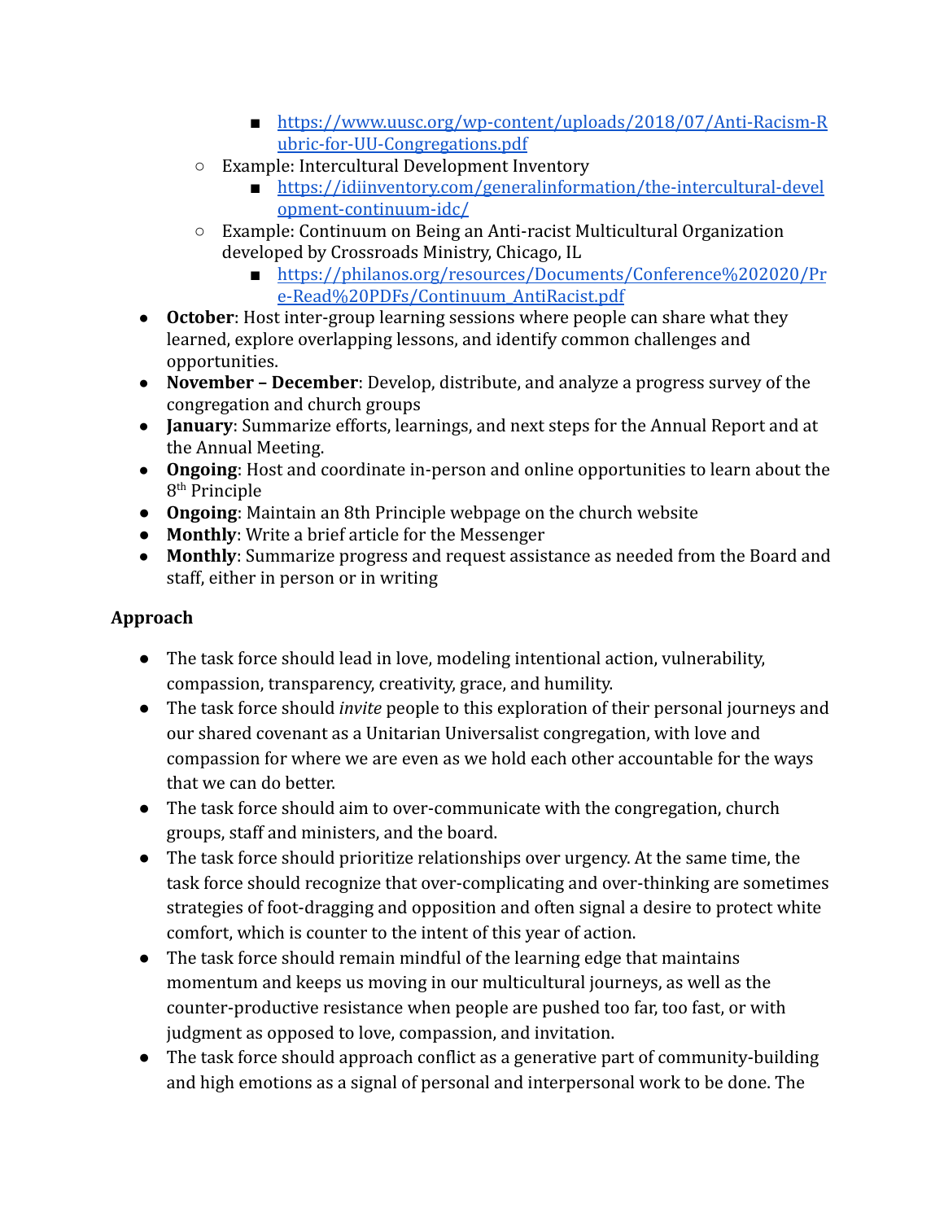- https://www.uusc.org/wp-content/uploads/2018/07/Anti-Racism-Rubric-for-UU-Congregations.pdf
    - Example: Intercultural Development Inventory
        - https://idiinventory.com/generalinformation/the-intercultural-development-continuum-idc/
    - Example: Continuum on Being an Anti-racist Multicultural Organization developed by Crossroads Ministry, Chicago, IL
        - https://philanos.org/resources/Documents/Conference%202020/Pre-Read%20PDFs/Continuum_AntiRacist.pdf
- **October**: Host inter-group learning sessions where people can share what they learned, explore overlapping lessons, and identify common challenges and opportunities.
- **November – December**: Develop, distribute, and analyze a progress survey of the congregation and church groups
- **January**: Summarize efforts, learnings, and next steps for the Annual Report and at the Annual Meeting.
- **Ongoing**: Host and coordinate in-person and online opportunities to learn about the 8th Principle
- **Ongoing**: Maintain an 8th Principle webpage on the church website
- **Monthly**: Write a brief article for the Messenger
- **Monthly**: Summarize progress and request assistance as needed from the Board and staff, either in person or in writing

## Approach

- The task force should lead in love, modeling intentional action, vulnerability, compassion, transparency, creativity, grace, and humility.
- The task force should *invite* people to this exploration of their personal journeys and our shared covenant as a Unitarian Universalist congregation, with love and compassion for where we are even as we hold each other accountable for the ways that we can do better.
- The task force should aim to over-communicate with the congregation, church groups, staff and ministers, and the board.
- The task force should prioritize relationships over urgency. At the same time, the task force should recognize that over-complicating and over-thinking are sometimes strategies of foot-dragging and opposition and often signal a desire to protect white comfort, which is counter to the intent of this year of action.
- The task force should remain mindful of the learning edge that maintains momentum and keeps us moving in our multicultural journeys, as well as the counter-productive resistance when people are pushed too far, too fast, or with judgment as opposed to love, compassion, and invitation.
- The task force should approach conflict as a generative part of community-building and high emotions as a signal of personal and interpersonal work to be done. The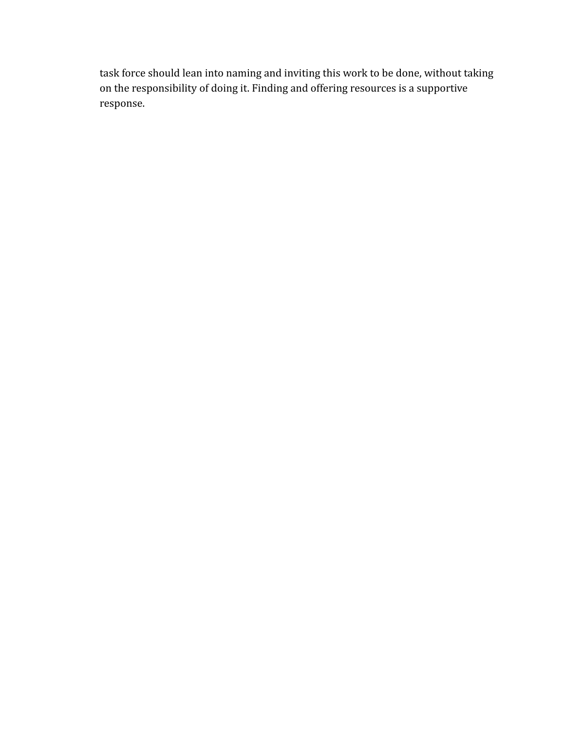task force should lean into naming and inviting this work to be done, without taking on the responsibility of doing it. Finding and offering resources is a supportive response.